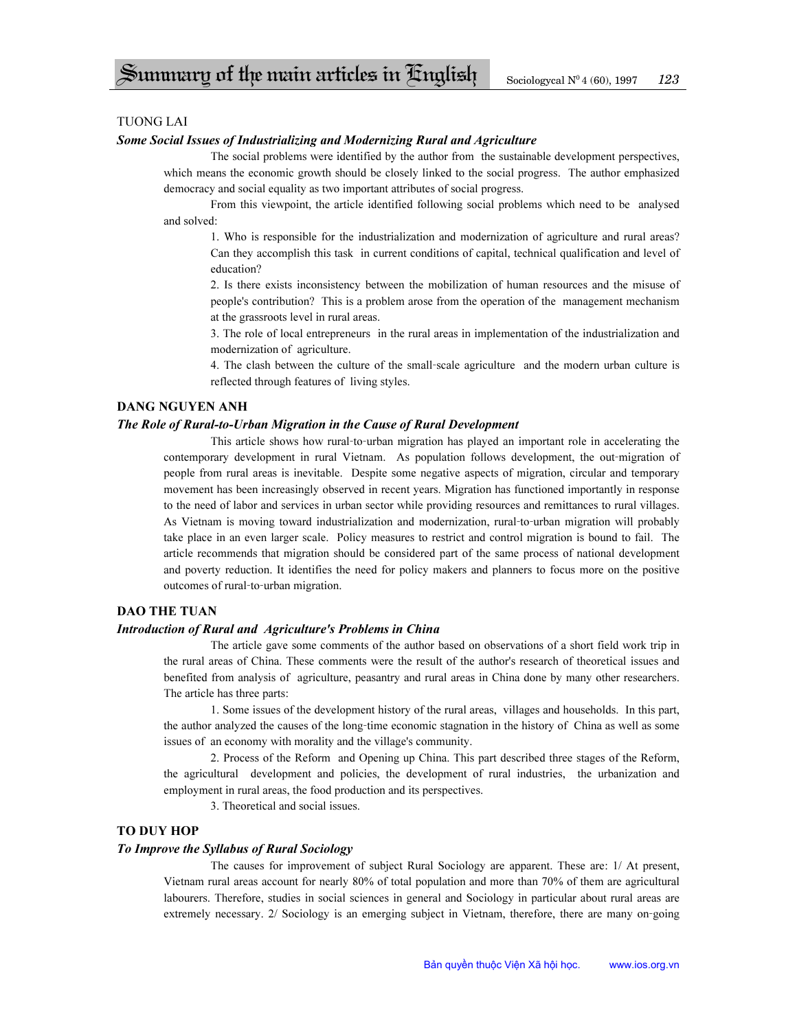# Summary of the main articles in English

TUONG LAI

***Some Social Issues of Industrializing and Modernizing Rural and Agriculture***

The social problems were identified by the author from the sustainable development perspectives, which means the economic growth should be closely linked to the social progress. The author emphasized democracy and social equality as two important attributes of social progress.

From this viewpoint, the article identified following social problems which need to be analysed and solved:

1. Who is responsible for the industrialization and modernization of agriculture and rural areas? Can they accomplish this task in current conditions of capital, technical qualification and level of education?
2. Is there exists inconsistency between the mobilization of human resources and the misuse of people's contribution? This is a problem arose from the operation of the management mechanism at the grassroots level in rural areas.
3. The role of local entrepreneurs in the rural areas in implementation of the industrialization and modernization of agriculture.
4. The clash between the culture of the small-scale agriculture and the modern urban culture is reflected through features of living styles.

**DANG NGUYEN ANH**

***The Role of Rural-to-Urban Migration in the Cause of Rural Development***

This article shows how rural-to-urban migration has played an important role in accelerating the contemporary development in rural Vietnam. As population follows development, the out-migration of people from rural areas is inevitable. Despite some negative aspects of migration, circular and temporary movement has been increasingly observed in recent years. Migration has functioned importantly in response to the need of labor and services in urban sector while providing resources and remittances to rural villages. As Vietnam is moving toward industrialization and modernization, rural-to-urban migration will probably take place in an even larger scale. Policy measures to restrict and control migration is bound to fail. The article recommends that migration should be considered part of the same process of national development and poverty reduction. It identifies the need for policy makers and planners to focus more on the positive outcomes of rural-to-urban migration.

**DAO THE TUAN**

***Introduction of Rural and Agriculture's Problems in China***

The article gave some comments of the author based on observations of a short field work trip in the rural areas of China. These comments were the result of the author's research of theoretical issues and benefited from analysis of agriculture, peasantry and rural areas in China done by many other researchers. The article has three parts:

1. Some issues of the development history of the rural areas, villages and households. In this part, the author analyzed the causes of the long-time economic stagnation in the history of China as well as some issues of an economy with morality and the village's community.

2. Process of the Reform and Opening up China. This part described three stages of the Reform, the agricultural development and policies, the development of rural industries, the urbanization and employment in rural areas, the food production and its perspectives.

3. Theoretical and social issues.

**TO DUY HOP**

***To Improve the Syllabus of Rural Sociology***

The causes for improvement of subject Rural Sociology are apparent. These are: 1/ At present, Vietnam rural areas account for nearly 80% of total population and more than 70% of them are agricultural labourers. Therefore, studies in social sciences in general and Sociology in particular about rural areas are extremely necessary. 2/ Sociology is an emerging subject in Vietnam, therefore, there are many on-going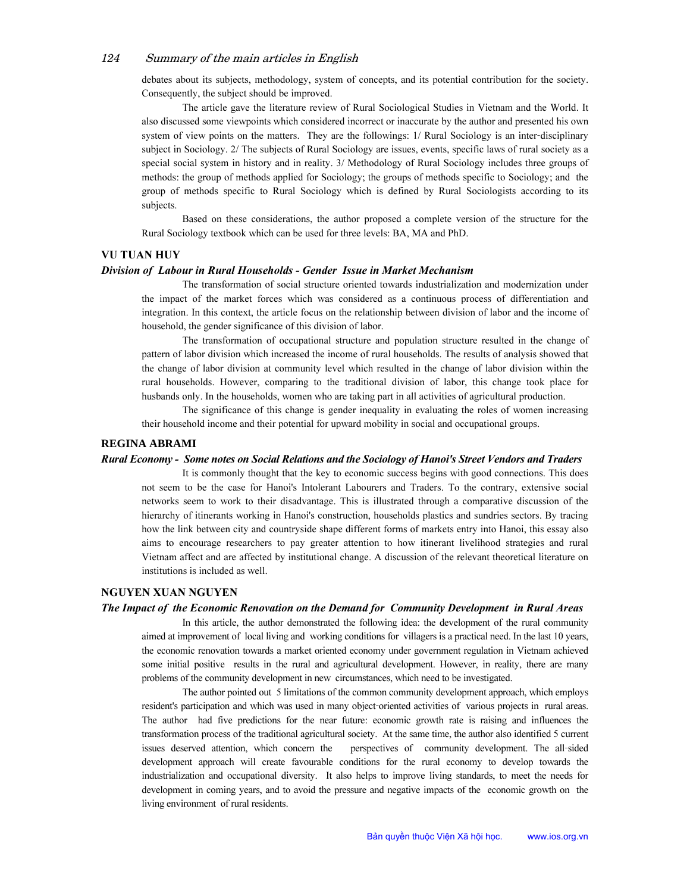debates about its subjects, methodology, system of concepts, and its potential contribution for the society. Consequently, the subject should be improved.

The article gave the literature review of Rural Sociological Studies in Vietnam and the World. It also discussed some viewpoints which considered incorrect or inaccurate by the author and presented his own system of view points on the matters. They are the followings: 1/ Rural Sociology is an inter-disciplinary subject in Sociology. 2/ The subjects of Rural Sociology are issues, events, specific laws of rural society as a special social system in history and in reality. 3/ Methodology of Rural Sociology includes three groups of methods: the group of methods applied for Sociology; the groups of methods specific to Sociology; and the group of methods specific to Rural Sociology which is defined by Rural Sociologists according to its subjects.

Based on these considerations, the author proposed a complete version of the structure for the Rural Sociology textbook which can be used for three levels: BA, MA and PhD.

**VU TUAN HUY**

***Division of Labour in Rural Households - Gender Issue in Market Mechanism***

The transformation of social structure oriented towards industrialization and modernization under the impact of the market forces which was considered as a continuous process of differentiation and integration. In this context, the article focus on the relationship between division of labor and the income of household, the gender significance of this division of labor.

The transformation of occupational structure and population structure resulted in the change of pattern of labor division which increased the income of rural households. The results of analysis showed that the change of labor division at community level which resulted in the change of labor division within the rural households. However, comparing to the traditional division of labor, this change took place for husbands only. In the households, women who are taking part in all activities of agricultural production.

The significance of this change is gender inequality in evaluating the roles of women increasing their household income and their potential for upward mobility in social and occupational groups.

**REGINA ABRAMI**

***Rural Economy - Some notes on Social Relations and the Sociology of Hanoi's Street Vendors and Traders***

It is commonly thought that the key to economic success begins with good connections. This does not seem to be the case for Hanoi's Intolerant Labourers and Traders. To the contrary, extensive social networks seem to work to their disadvantage. This is illustrated through a comparative discussion of the hierarchy of itinerants working in Hanoi's construction, households plastics and sundries sectors. By tracing how the link between city and countryside shape different forms of markets entry into Hanoi, this essay also aims to encourage researchers to pay greater attention to how itinerant livelihood strategies and rural Vietnam affect and are affected by institutional change. A discussion of the relevant theoretical literature on institutions is included as well.

**NGUYEN XUAN NGUYEN**

***The Impact of the Economic Renovation on the Demand for Community Development in Rural Areas***

In this article, the author demonstrated the following idea: the development of the rural community aimed at improvement of local living and working conditions for villagers is a practical need. In the last 10 years, the economic renovation towards a market oriented economy under government regulation in Vietnam achieved some initial positive results in the rural and agricultural development. However, in reality, there are many problems of the community development in new circumstances, which need to be investigated.

The author pointed out 5 limitations of the common community development approach, which employs resident's participation and which was used in many object-oriented activities of various projects in rural areas. The author had five predictions for the near future: economic growth rate is raising and influences the transformation process of the traditional agricultural society. At the same time, the author also identified 5 current issues deserved attention, which concern the perspectives of community development. The all-sided development approach will create favourable conditions for the rural economy to develop towards the industrialization and occupational diversity. It also helps to improve living standards, to meet the needs for development in coming years, and to avoid the pressure and negative impacts of the economic growth on the living environment of rural residents.